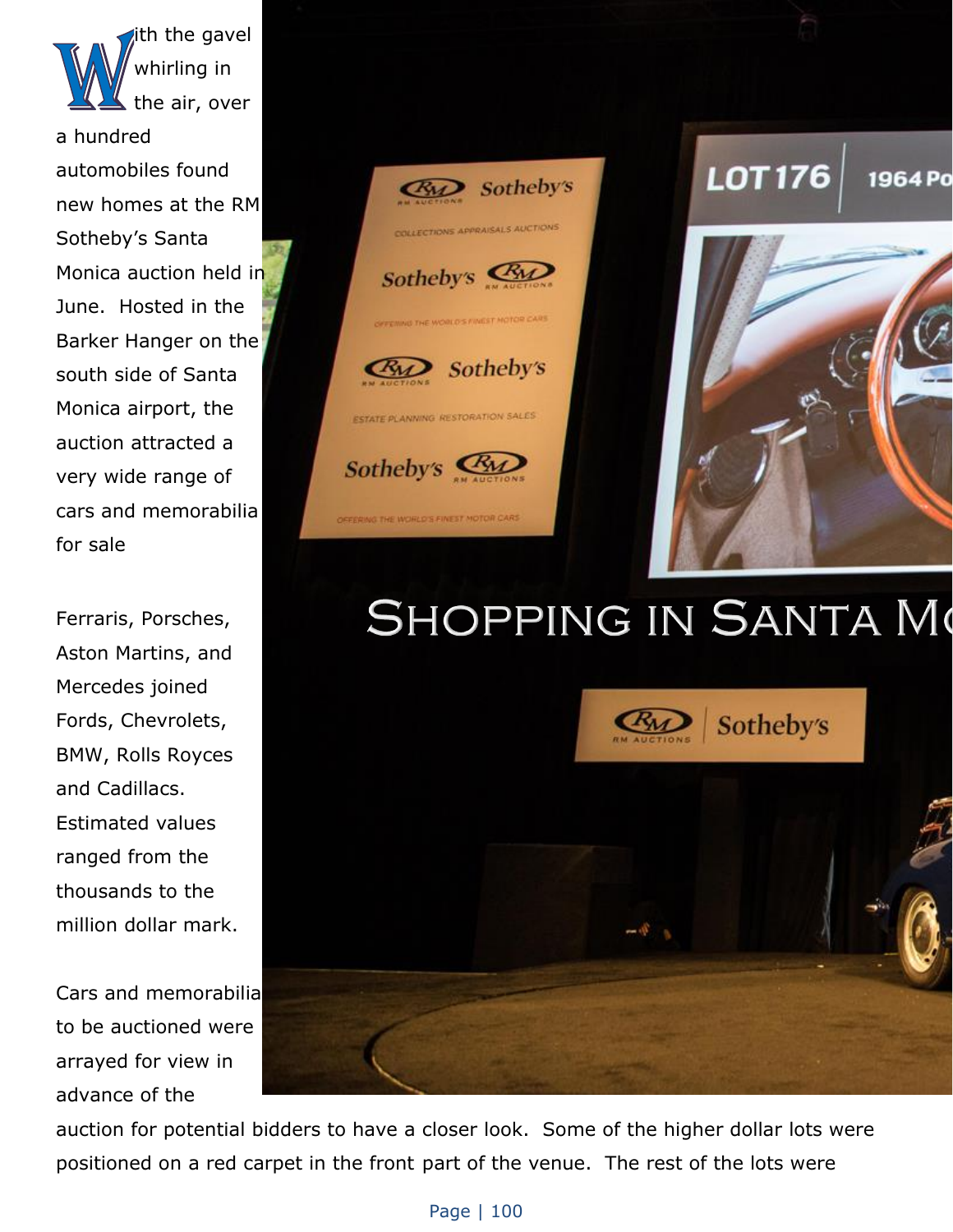# Shopping in Santa Mo

With the gavel whirling in the air, over a hundred automobiles found new homes at the RM Sotheby's Santa Monica auction held in June. Hosted in the Barker Hanger on the south side of Santa Monica airport, the auction attracted a very wide range of cars and memorabilia for sale

Ferraris, Porsches, Aston Martins, and Mercedes joined Fords, Chevrolets, BMW, Rolls Royces and Cadillacs. Estimated values ranged from the thousands to the million dollar mark.

Cars and memorabilia to be auctioned were arrayed for view in advance of the auction for potential bidders to have a closer look. Some of the higher dollar lots were positioned on a red carpet in the front part of the venue. The rest of the lots were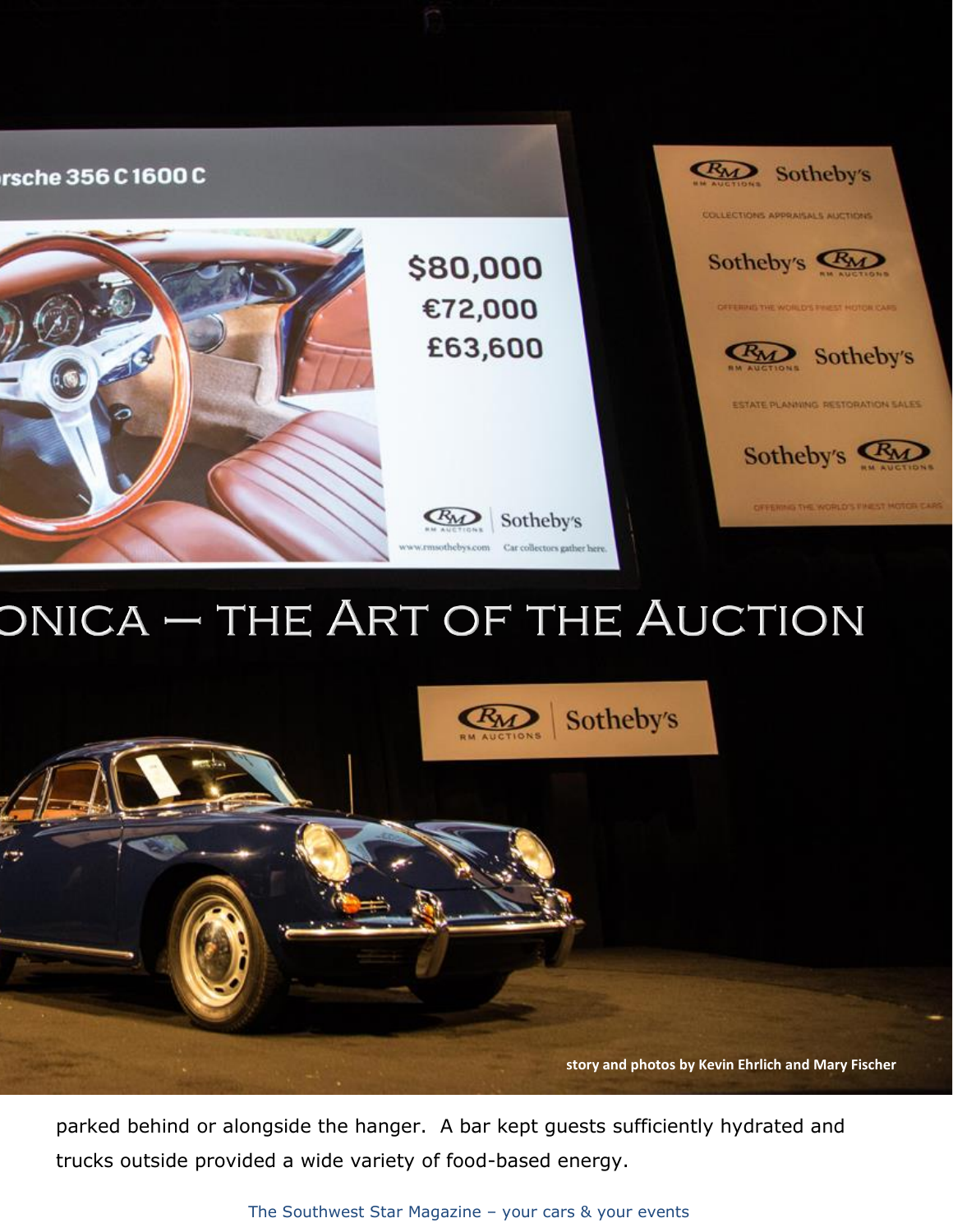# ONICA – THE ART OF THE AUCTION

**story and photos by Kevin Ehrlich and Mary Fischer**

parked behind or alongside the hanger. A bar kept guests sufficiently hydrated and trucks outside provided a wide variety of food-based energy.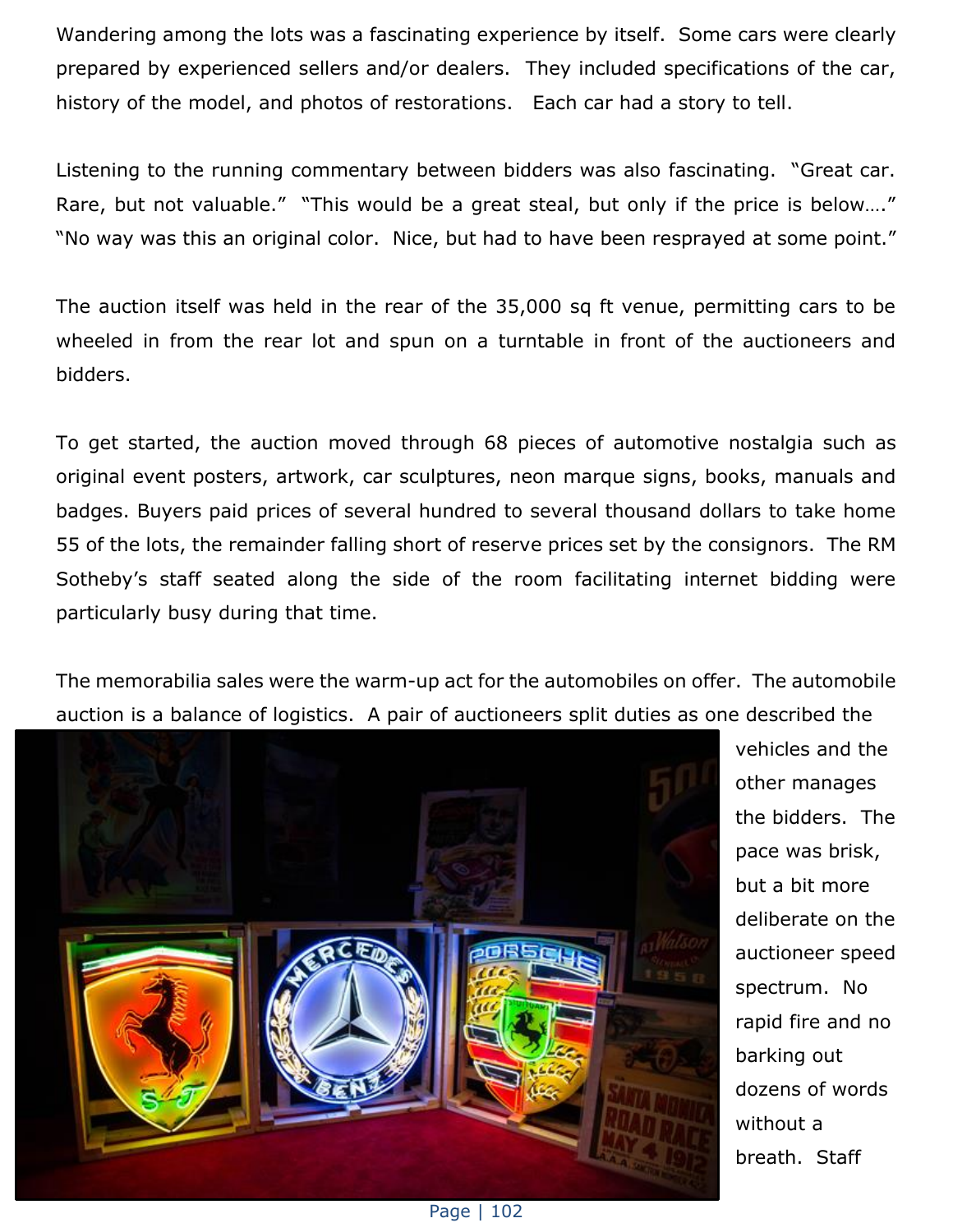Wandering among the lots was a fascinating experience by itself. Some cars were clearly prepared by experienced sellers and/or dealers. They included specifications of the car, history of the model, and photos of restorations. Each car had a story to tell.

Listening to the running commentary between bidders was also fascinating. "Great car. Rare, but not valuable." "This would be a great steal, but only if the price is below…." "No way was this an original color. Nice, but had to have been resprayed at some point."

The auction itself was held in the rear of the 35,000 sq ft venue, permitting cars to be wheeled in from the rear lot and spun on a turntable in front of the auctioneers and bidders.

To get started, the auction moved through 68 pieces of automotive nostalgia such as original event posters, artwork, car sculptures, neon marque signs, books, manuals and badges. Buyers paid prices of several hundred to several thousand dollars to take home 55 of the lots, the remainder falling short of reserve prices set by the consignors. The RM Sotheby's staff seated along the side of the room facilitating internet bidding were particularly busy during that time.

The memorabilia sales were the warm-up act for the automobiles on offer. The automobile auction is a balance of logistics. A pair of auctioneers split duties as one described the vehicles and the other manages the bidders. The pace was brisk, but a bit more deliberate on the auctioneer speed spectrum. No rapid fire and no barking out dozens of words without a breath. Staff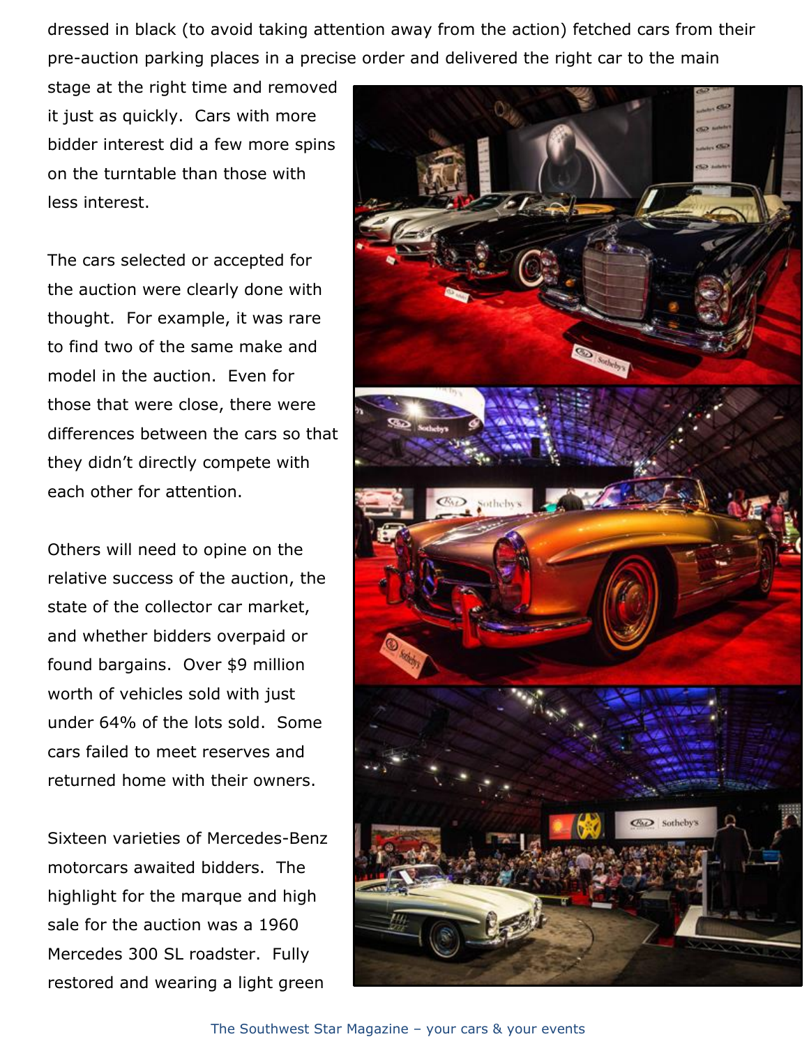dressed in black (to avoid taking attention away from the action) fetched cars from their pre-auction parking places in a precise order and delivered the right car to the main stage at the right time and removed it just as quickly. Cars with more bidder interest did a few more spins on the turntable than those with less interest.

The cars selected or accepted for the auction were clearly done with thought. For example, it was rare to find two of the same make and model in the auction. Even for those that were close, there were differences between the cars so that they didn't directly compete with each other for attention.

Others will need to opine on the relative success of the auction, the state of the collector car market, and whether bidders overpaid or found bargains. Over $9 million worth of vehicles sold with just under 64% of the lots sold. Some cars failed to meet reserves and returned home with their owners.

Sixteen varieties of Mercedes-Benz motorcars awaited bidders. The highlight for the marque and high sale for the auction was a 1960 Mercedes 300 SL roadster. Fully restored and wearing a light green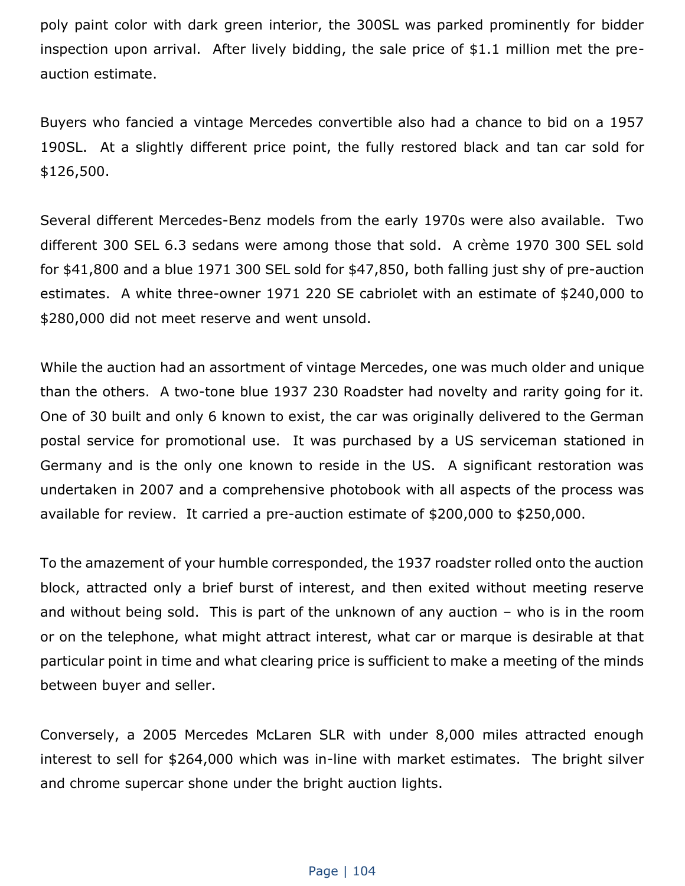poly paint color with dark green interior, the 300SL was parked prominently for bidder inspection upon arrival. After lively bidding, the sale price of $1.1 million met the pre-auction estimate.

Buyers who fancied a vintage Mercedes convertible also had a chance to bid on a 1957 190SL. At a slightly different price point, the fully restored black and tan car sold for $126,500.

Several different Mercedes-Benz models from the early 1970s were also available. Two different 300 SEL 6.3 sedans were among those that sold. A crème 1970 300 SEL sold for $41,800 and a blue 1971 300 SEL sold for $47,850, both falling just shy of pre-auction estimates. A white three-owner 1971 220 SE cabriolet with an estimate of $240,000 to $280,000 did not meet reserve and went unsold.

While the auction had an assortment of vintage Mercedes, one was much older and unique than the others. A two-tone blue 1937 230 Roadster had novelty and rarity going for it. One of 30 built and only 6 known to exist, the car was originally delivered to the German postal service for promotional use. It was purchased by a US serviceman stationed in Germany and is the only one known to reside in the US. A significant restoration was undertaken in 2007 and a comprehensive photobook with all aspects of the process was available for review. It carried a pre-auction estimate of $200,000 to $250,000.

To the amazement of your humble corresponded, the 1937 roadster rolled onto the auction block, attracted only a brief burst of interest, and then exited without meeting reserve and without being sold. This is part of the unknown of any auction – who is in the room or on the telephone, what might attract interest, what car or marque is desirable at that particular point in time and what clearing price is sufficient to make a meeting of the minds between buyer and seller.

Conversely, a 2005 Mercedes McLaren SLR with under 8,000 miles attracted enough interest to sell for $264,000 which was in-line with market estimates. The bright silver and chrome supercar shone under the bright auction lights.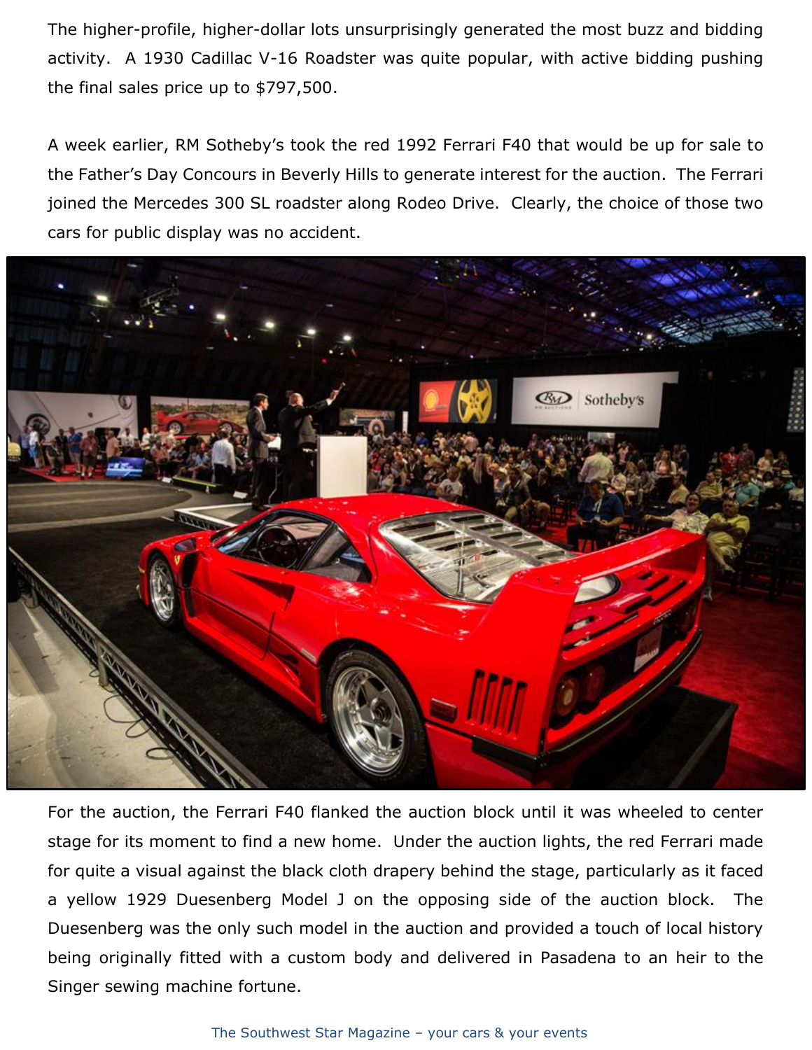The higher-profile, higher-dollar lots unsurprisingly generated the most buzz and bidding activity. A 1930 Cadillac V-16 Roadster was quite popular, with active bidding pushing the final sales price up to $797,500.

A week earlier, RM Sotheby's took the red 1992 Ferrari F40 that would be up for sale to the Father's Day Concours in Beverly Hills to generate interest for the auction. The Ferrari joined the Mercedes 300 SL roadster along Rodeo Drive. Clearly, the choice of those two cars for public display was no accident.

For the auction, the Ferrari F40 flanked the auction block until it was wheeled to center stage for its moment to find a new home. Under the auction lights, the red Ferrari made for quite a visual against the black cloth drapery behind the stage, particularly as it faced a yellow 1929 Duesenberg Model J on the opposing side of the auction block. The Duesenberg was the only such model in the auction and provided a touch of local history being originally fitted with a custom body and delivered in Pasadena to an heir to the Singer sewing machine fortune.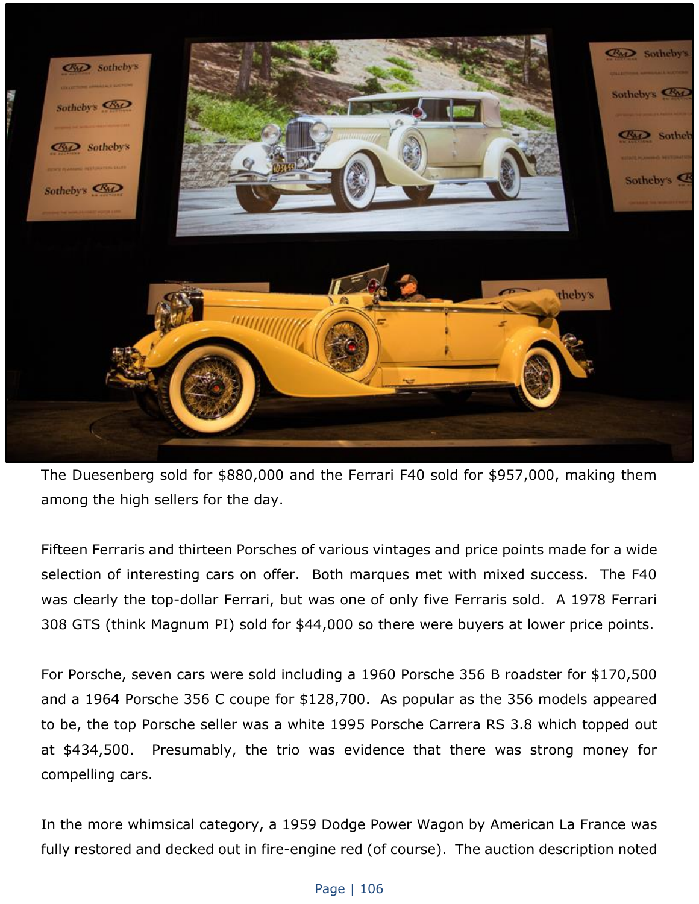The Duesenberg sold for $880,000 and the Ferrari F40 sold for $957,000, making them among the high sellers for the day.

Fifteen Ferraris and thirteen Porsches of various vintages and price points made for a wide selection of interesting cars on offer. Both marques met with mixed success. The F40 was clearly the top-dollar Ferrari, but was one of only five Ferraris sold. A 1978 Ferrari 308 GTS (think Magnum PI) sold for $44,000 so there were buyers at lower price points.

For Porsche, seven cars were sold including a 1960 Porsche 356 B roadster for $170,500 and a 1964 Porsche 356 C coupe for $128,700. As popular as the 356 models appeared to be, the top Porsche seller was a white 1995 Porsche Carrera RS 3.8 which topped out at $434,500. Presumably, the trio was evidence that there was strong money for compelling cars.

In the more whimsical category, a 1959 Dodge Power Wagon by American La France was fully restored and decked out in fire-engine red (of course). The auction description noted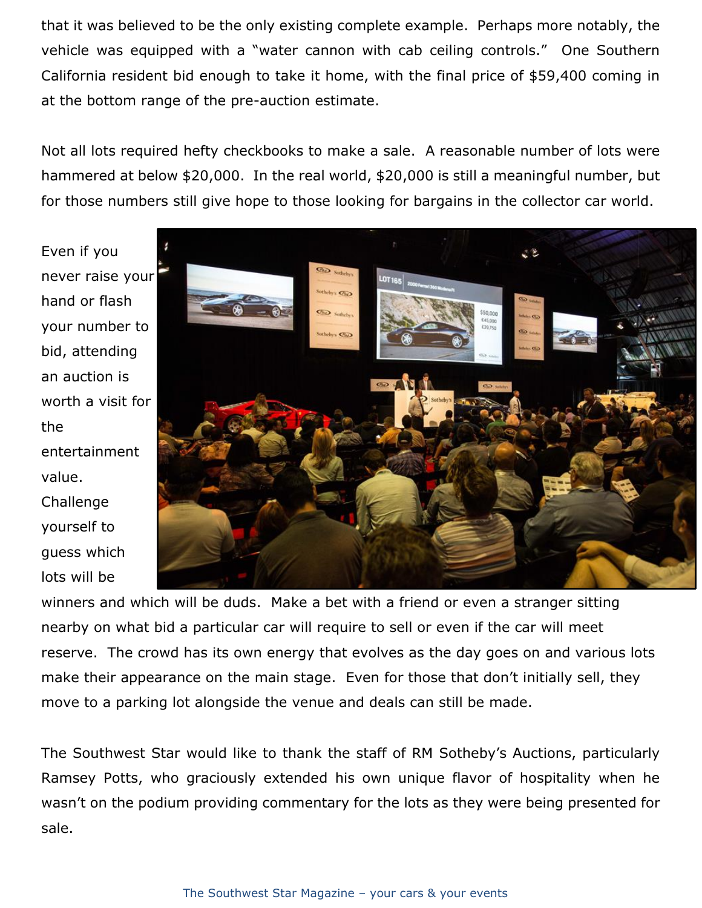that it was believed to be the only existing complete example. Perhaps more notably, the vehicle was equipped with a "water cannon with cab ceiling controls." One Southern California resident bid enough to take it home, with the final price of $59,400 coming in at the bottom range of the pre-auction estimate.

Not all lots required hefty checkbooks to make a sale. A reasonable number of lots were hammered at below $20,000. In the real world, $20,000 is still a meaningful number, but for those numbers still give hope to those looking for bargains in the collector car world.

Even if you never raise your hand or flash your number to bid, attending an auction is worth a visit for the entertainment value. Challenge yourself to guess which lots will be winners and which will be duds. Make a bet with a friend or even a stranger sitting nearby on what bid a particular car will require to sell or even if the car will meet reserve. The crowd has its own energy that evolves as the day goes on and various lots make their appearance on the main stage. Even for those that don't initially sell, they move to a parking lot alongside the venue and deals can still be made.

The Southwest Star would like to thank the staff of RM Sotheby's Auctions, particularly Ramsey Potts, who graciously extended his own unique flavor of hospitality when he wasn't on the podium providing commentary for the lots as they were being presented for sale.